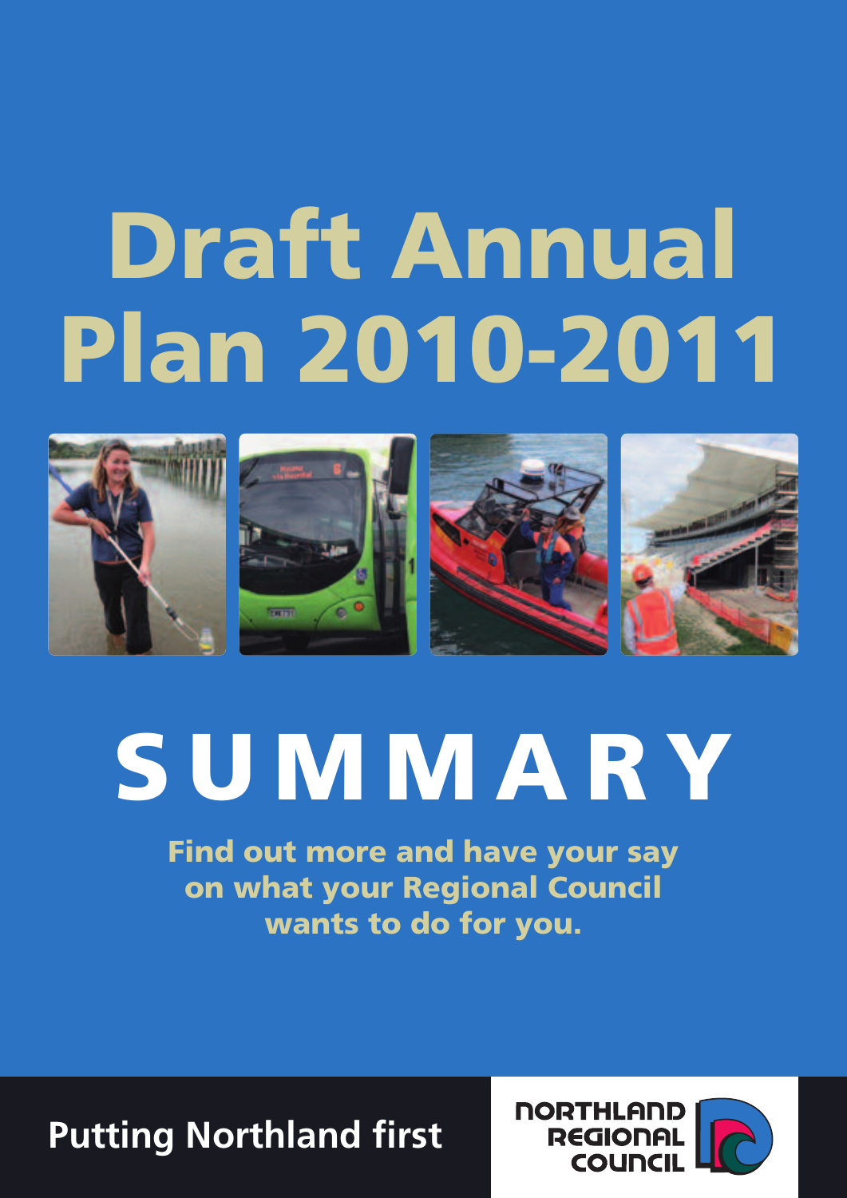# Draft Annual Plan 2010-2011

# SUMMARY

**Find out more and have your say on what your Regional Council wants to do for you.**

**Putting Northland first**

NORTHLAND REGIONAL COUNCIL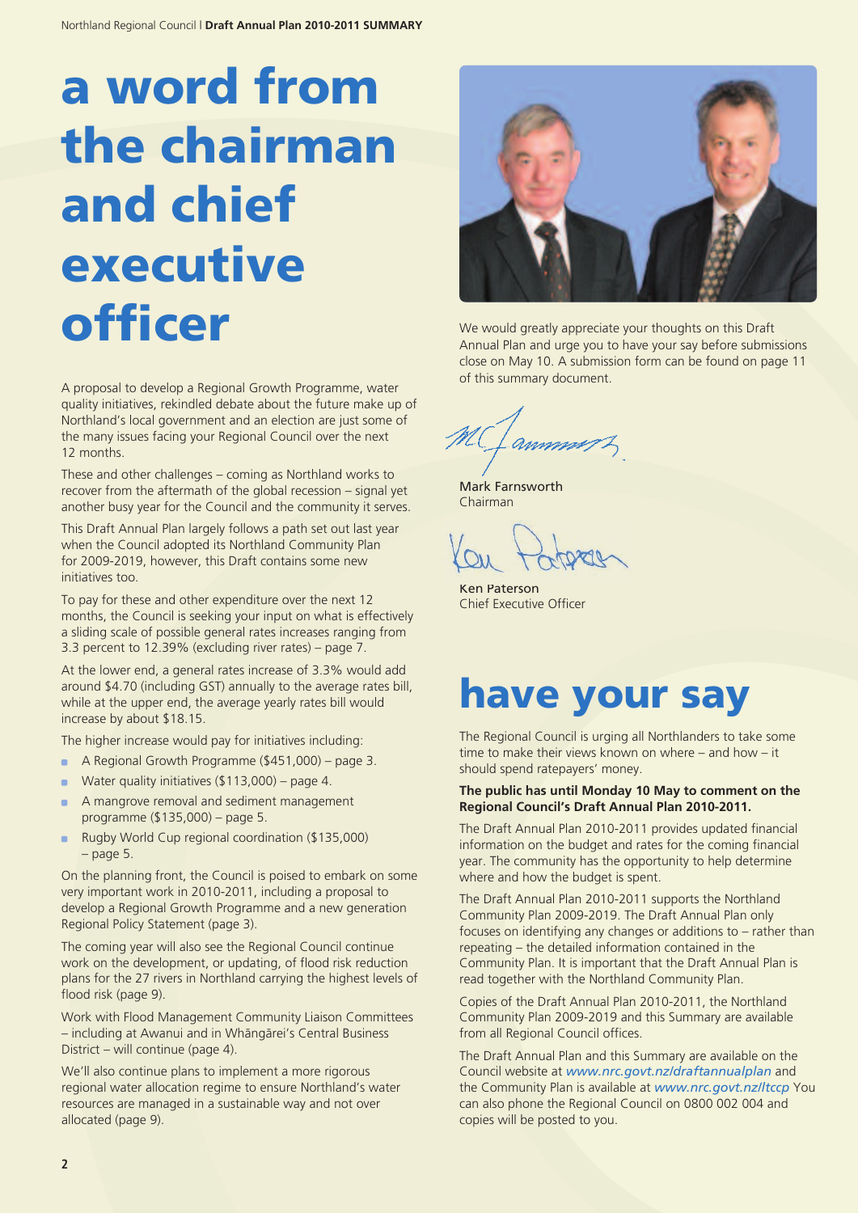# a word from the chairman and chief executive officer

A proposal to develop a Regional Growth Programme, water quality initiatives, rekindled debate about the future make up of Northland's local government and an election are just some of the many issues facing your Regional Council over the next 12 months.

These and other challenges – coming as Northland works to recover from the aftermath of the global recession – signal yet another busy year for the Council and the community it serves.

This Draft Annual Plan largely follows a path set out last year when the Council adopted its Northland Community Plan for 2009-2019, however, this Draft contains some new initiatives too.

To pay for these and other expenditure over the next 12 months, the Council is seeking your input on what is effectively a sliding scale of possible general rates increases ranging from 3.3 percent to 12.39% (excluding river rates) – page 7.

At the lower end, a general rates increase of 3.3% would add around $4.70 (including GST) annually to the average rates bill, while at the upper end, the average yearly rates bill would increase by about $18.15.

The higher increase would pay for initiatives including:

- A Regional Growth Programme ($451,000) – page 3.
- Water quality initiatives ($113,000) – page 4.
- A mangrove removal and sediment management programme ($135,000) – page 5.
- Rugby World Cup regional coordination ($135,000) – page 5.

On the planning front, the Council is poised to embark on some very important work in 2010-2011, including a proposal to develop a Regional Growth Programme and a new generation Regional Policy Statement (page 3).

The coming year will also see the Regional Council continue work on the development, or updating, of flood risk reduction plans for the 27 rivers in Northland carrying the highest levels of flood risk (page 9).

Work with Flood Management Community Liaison Committees – including at Awanui and in Whāngārei's Central Business District – will continue (page 4).

We'll also continue plans to implement a more rigorous regional water allocation regime to ensure Northland's water resources are managed in a sustainable way and not over allocated (page 9).

We would greatly appreciate your thoughts on this Draft Annual Plan and urge you to have your say before submissions close on May 10. A submission form can be found on page 11 of this summary document.

Mark Farnsworth
Chairman

Ken Paterson
Chief Executive Officer

# have your say

The Regional Council is urging all Northlanders to take some time to make their views known on where – and how – it should spend ratepayers' money.

**The public has until Monday 10 May to comment on the Regional Council's Draft Annual Plan 2010-2011.**

The Draft Annual Plan 2010-2011 provides updated financial information on the budget and rates for the coming financial year. The community has the opportunity to help determine where and how the budget is spent.

The Draft Annual Plan 2010-2011 supports the Northland Community Plan 2009-2019. The Draft Annual Plan only focuses on identifying any changes or additions to – rather than repeating – the detailed information contained in the Community Plan. It is important that the Draft Annual Plan is read together with the Northland Community Plan.

Copies of the Draft Annual Plan 2010-2011, the Northland Community Plan 2009-2019 and this Summary are available from all Regional Council offices.

The Draft Annual Plan and this Summary are available on the Council website at *www.nrc.govt.nz/draftannualplan* and the Community Plan is available at *www.nrc.govt.nz/ltccp* You can also phone the Regional Council on 0800 002 004 and copies will be posted to you.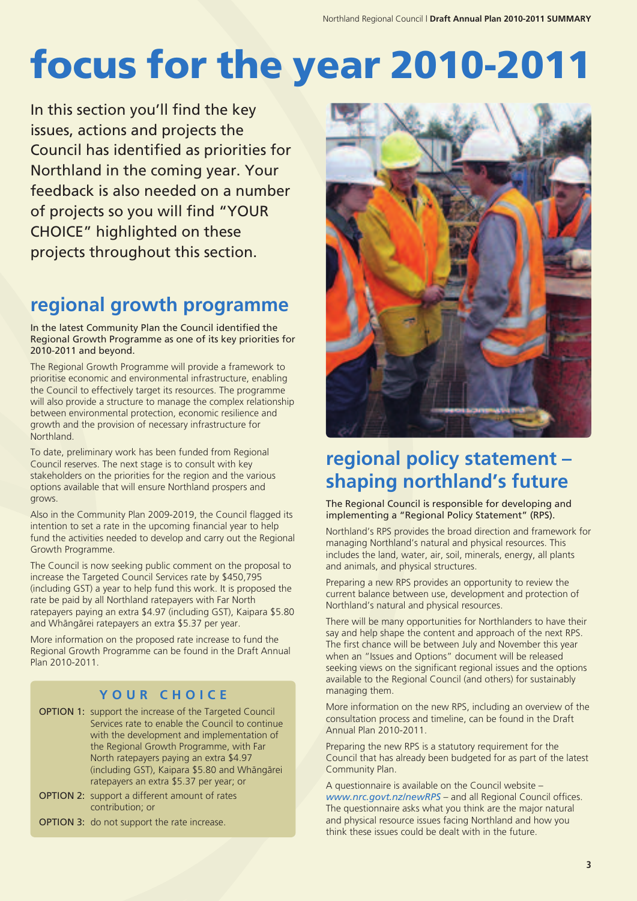# focus for the year 2010-2011

In this section you'll find the key issues, actions and projects the Council has identified as priorities for Northland in the coming year. Your feedback is also needed on a number of projects so you will find "YOUR CHOICE" highlighted on these projects throughout this section.

## regional growth programme

In the latest Community Plan the Council identified the Regional Growth Programme as one of its key priorities for 2010-2011 and beyond.

The Regional Growth Programme will provide a framework to prioritise economic and environmental infrastructure, enabling the Council to effectively target its resources. The programme will also provide a structure to manage the complex relationship between environmental protection, economic resilience and growth and the provision of necessary infrastructure for Northland.

To date, preliminary work has been funded from Regional Council reserves. The next stage is to consult with key stakeholders on the priorities for the region and the various options available that will ensure Northland prospers and grows.

Also in the Community Plan 2009-2019, the Council flagged its intention to set a rate in the upcoming financial year to help fund the activities needed to develop and carry out the Regional Growth Programme.

The Council is now seeking public comment on the proposal to increase the Targeted Council Services rate by $450,795 (including GST) a year to help fund this work. It is proposed the rate be paid by all Northland ratepayers with Far North ratepayers paying an extra $4.97 (including GST), Kaipara $5.80 and Whāngārei ratepayers an extra $5.37 per year.

More information on the proposed rate increase to fund the Regional Growth Programme can be found in the Draft Annual Plan 2010-2011.

### YOUR CHOICE

**OPTION 1:** support the increase of the Targeted Council Services rate to enable the Council to continue with the development and implementation of the Regional Growth Programme, with Far North ratepayers paying an extra $4.97 (including GST), Kaipara $5.80 and Whāngārei ratepayers an extra $5.37 per year; or

**OPTION 2:** support a different amount of rates contribution; or

**OPTION 3:** do not support the rate increase.

## regional policy statement – shaping northland's future

The Regional Council is responsible for developing and implementing a "Regional Policy Statement" (RPS).

Northland's RPS provides the broad direction and framework for managing Northland's natural and physical resources. This includes the land, water, air, soil, minerals, energy, all plants and animals, and physical structures.

Preparing a new RPS provides an opportunity to review the current balance between use, development and protection of Northland's natural and physical resources.

There will be many opportunities for Northlanders to have their say and help shape the content and approach of the next RPS. The first chance will be between July and November this year when an "Issues and Options" document will be released seeking views on the significant regional issues and the options available to the Regional Council (and others) for sustainably managing them.

More information on the new RPS, including an overview of the consultation process and timeline, can be found in the Draft Annual Plan 2010-2011.

Preparing the new RPS is a statutory requirement for the Council that has already been budgeted for as part of the latest Community Plan.

A questionnaire is available on the Council website – *www.nrc.govt.nz/newRPS* – and all Regional Council offices. The questionnaire asks what you think are the major natural and physical resource issues facing Northland and how you think these issues could be dealt with in the future.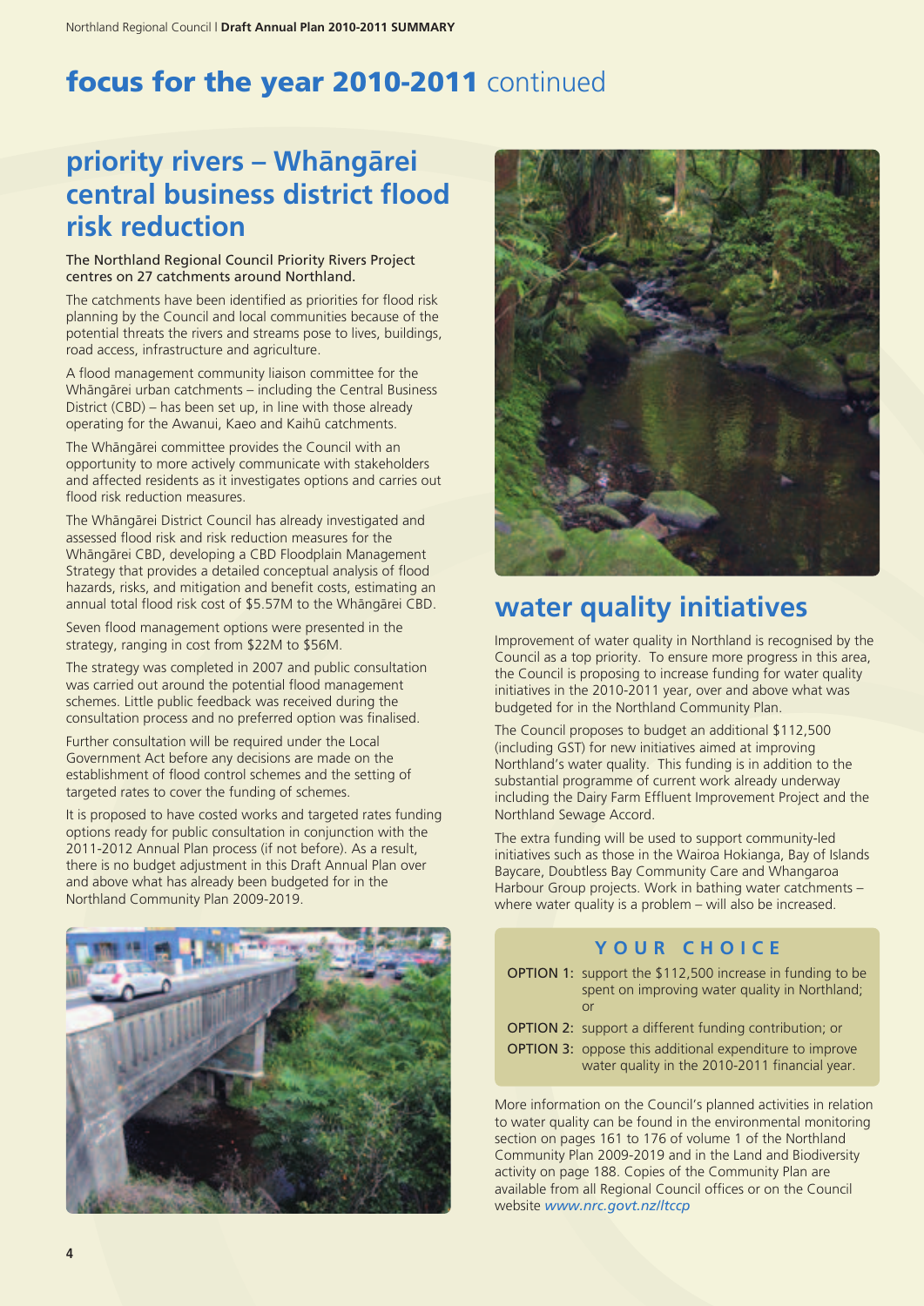# focus for the year 2010-2011 continued

## priority rivers – Whāngārei central business district flood risk reduction

The Northland Regional Council Priority Rivers Project centres on 27 catchments around Northland.

The catchments have been identified as priorities for flood risk planning by the Council and local communities because of the potential threats the rivers and streams pose to lives, buildings, road access, infrastructure and agriculture.

A flood management community liaison committee for the Whāngārei urban catchments – including the Central Business District (CBD) – has been set up, in line with those already operating for the Awanui, Kaeo and Kaihū catchments.

The Whāngārei committee provides the Council with an opportunity to more actively communicate with stakeholders and affected residents as it investigates options and carries out flood risk reduction measures.

The Whāngārei District Council has already investigated and assessed flood risk and risk reduction measures for the Whāngārei CBD, developing a CBD Floodplain Management Strategy that provides a detailed conceptual analysis of flood hazards, risks, and mitigation and benefit costs, estimating an annual total flood risk cost of $5.57M to the Whāngārei CBD.

Seven flood management options were presented in the strategy, ranging in cost from $22M to $56M.

The strategy was completed in 2007 and public consultation was carried out around the potential flood management schemes. Little public feedback was received during the consultation process and no preferred option was finalised.

Further consultation will be required under the Local Government Act before any decisions are made on the establishment of flood control schemes and the setting of targeted rates to cover the funding of schemes.

It is proposed to have costed works and targeted rates funding options ready for public consultation in the 2011-2012 Annual Plan process (if not before). As a result, there is no budget adjustment in this Draft Annual Plan over and above what has already been budgeted for in the Northland Community Plan 2009-2019.

## water quality initiatives

Improvement of water quality in Northland is recognised by the Council as a top priority. To ensure more progress in this area, the Council is proposing to increase funding for water quality initiatives in the 2010-2011 year, over and above what was budgeted for in the Northland Community Plan.

The Council proposes to budget an additional $112,500 (including GST) for new initiatives aimed at improving Northland's water quality. This funding is in addition to the substantial programme of current work already underway including the Dairy Farm Effluent Improvement Project and the Northland Sewage Accord.

The extra funding will be used to support community-led initiatives such as those in the Wairoa Hokianga, Bay of Islands Baycare, Doubtless Bay Community Care and Whangaroa Harbour Group projects. Work in bathing water catchments – where water quality is a problem – will also be increased.

### YOUR CHOICE

**OPTION 1:** support the $112,500 increase in funding to be spent on improving water quality in Northland; or

**OPTION 2:** support a different funding contribution; or

**OPTION 3:** oppose this additional expenditure to improve water quality in the 2010-2011 financial year.

More information on the Council's planned activities in relation to water quality can be found in the environmental monitoring section on pages 161 to 176 of volume 1 of the Northland Community Plan 2009-2019 and in the Land and Biodiversity activity on page 188. Copies of the Community Plan are available from all Regional Council offices or on the Council website *www.nrc.govt.nz/ltccp*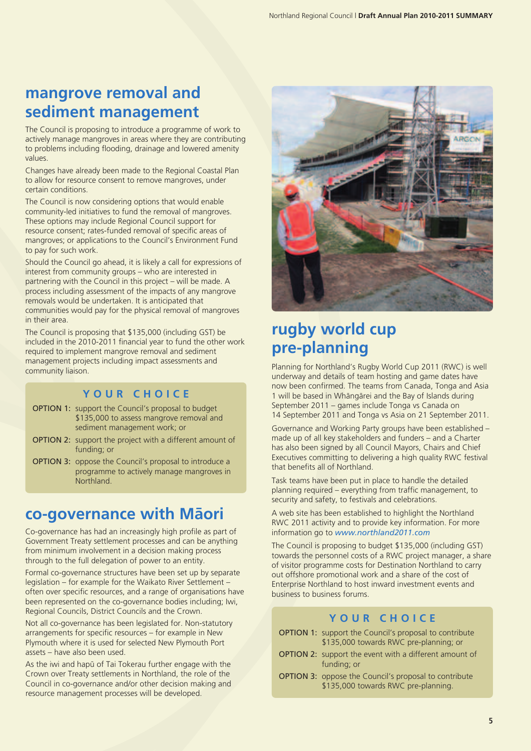## mangrove removal and sediment management

The Council is proposing to introduce a programme of work to actively manage mangroves in areas where they are contributing to problems including flooding, drainage and lowered amenity values.

Changes have already been made to the Regional Coastal Plan to allow for resource consent to remove mangroves, under certain conditions.

The Council is now considering options that would enable community-led initiatives to fund the removal of mangroves. These options may include Regional Council support for resource consent; rates-funded removal of specific areas of mangroves; or applications to the Council's Environment Fund to pay for such work.

Should the Council go ahead, it is likely a call for expressions of interest from community groups – who are interested in partnering with the Council in this project – will be made. A process including assessment of the impacts of any mangrove removals would be undertaken. It is anticipated that communities would pay for the physical removal of mangroves in their area.

The Council is proposing that $135,000 (including GST) be included in the 2010-2011 financial year to fund the other work required to implement mangrove removal and sediment management projects including impact assessments and community liaison.

### YOUR CHOICE

**OPTION 1:** support the Council's proposal to budget $135,000 to assess mangrove removal and sediment management work; or

**OPTION 2:** support the project with a different amount of funding; or

**OPTION 3:** oppose the Council's proposal to introduce a programme to actively manage mangroves in Northland.

## co-governance with Māori

Co-governance has had an increasingly high profile as part of Government Treaty settlement processes and can be anything from minimum involvement in a decision making process through to the full delegation of power to an entity.

Formal co-governance structures have been set up by separate legislation – for example for the Waikato River Settlement – often over specific resources, and a range of organisations have been represented on the co-governance bodies including; Iwi, Regional Councils, District Councils and the Crown.

Not all co-governance has been legislated for. Non-statutory arrangements for specific resources – for example in New Plymouth where it is used for selected New Plymouth Port assets – have also been used.

As the iwi and hapū of Tai Tokerau further engage with the Crown over Treaty settlements in Northland, the role of the Council in co-governance and/or other decision making and resource management processes will be developed.

## rugby world cup pre-planning

Planning for Northland's Rugby World Cup 2011 (RWC) is well underway and details of team hosting and game dates have now been confirmed. The teams from Canada, Tonga and Asia 1 will be based in Whāngārei and the Bay of Islands during September 2011 – games include Tonga vs Canada on 14 September 2011 and Tonga vs Asia on 21 September 2011.

Governance and Working Party groups have been established – made up of all key stakeholders and funders – and a Charter has also been signed by all Council Mayors, Chairs and Chief Executives committing to delivering a high quality RWC festival that benefits all of Northland.

Task teams have been put in place to handle the detailed planning required – everything from traffic management, to security and safety, to festivals and celebrations.

A web site has been established to highlight the Northland RWC 2011 activity and to provide key information. For more information go to *www.northland2011.com*

The Council is proposing to budget $135,000 (including GST) towards the personnel costs of a RWC project manager, a share of visitor programme costs for Destination Northland to carry out offshore promotional work and a share of the cost of Enterprise Northland to host inward investment events and business to business forums.

### YOUR CHOICE

**OPTION 1:** support the Council's proposal to contribute $135,000 towards RWC pre-planning; or

**OPTION 2:** support the event with a different amount of funding; or

**OPTION 3:** oppose the Council's proposal to contribute $135,000 towards RWC pre-planning.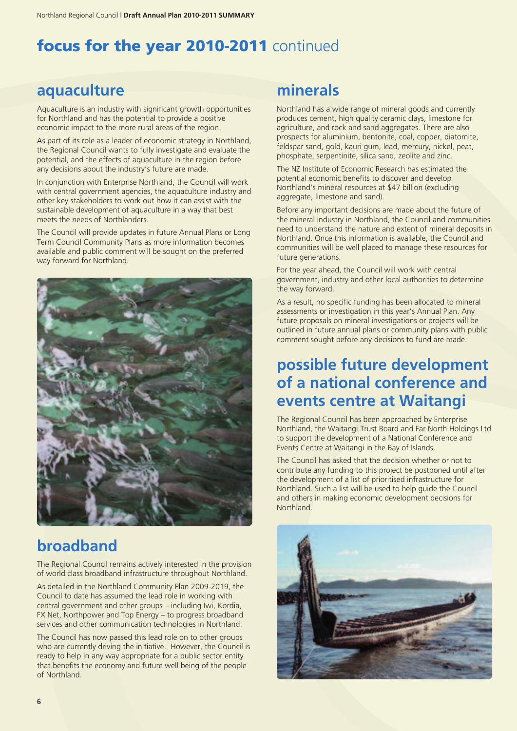# focus for the year 2010-2011 continued

## aquaculture

Aquaculture is an industry with significant growth opportunities for Northland and has the potential to provide a positive economic impact to the more rural areas of the region.

As part of its role as a leader of economic strategy in Northland, the Regional Council wants to fully investigate and evaluate the potential, and the effects of aquaculture in the region before any decisions about the industry's future are made.

In conjunction with Enterprise Northland, the Council will work with central government agencies, the aquaculture industry and other key stakeholders to work out how it can assist with the sustainable development of aquaculture in a way that best meets the needs of Northlanders.

The Council will provide updates in future Annual Plans or Long Term Council Community Plans as more information becomes available and public comment will be sought on the preferred way forward for Northland.

## broadband

The Regional Council remains actively interested in the provision of world class broadband infrastructure throughout Northland.

As detailed in the Northland Community Plan 2009-2019, the Council to date has assumed the lead role in working with central government and other groups – including Iwi, Kordia, FX Net, Northpower and Top Energy – to progress broadband services and other communication technologies in Northland.

The Council has now passed this lead role on to other groups who are currently driving the initiative. However, the Council is ready to help in any way appropriate for a public sector entity that benefits the economy and future well being of the people of Northland.

## minerals

Northland has a wide range of mineral goods and currently produces cement, high quality ceramic clays, limestone for agriculture, and rock and sand aggregates. There are also prospects for aluminium, bentonite, coal, copper, diatomite, feldspar sand, gold, kauri gum, lead, mercury, nickel, peat, phosphate, serpentinite, silica sand, zeolite and zinc.

The NZ Institute of Economic Research has estimated the potential economic benefits to discover and develop Northland's mineral resources at $47 billion (excluding aggregate, limestone and sand).

Before any important decisions are made about the future of the mineral industry in Northland, the Council and communities need to understand the nature and extent of mineral deposits in Northland. Once this information is available, the Council and communities will be well placed to manage these resources for future generations.

For the year ahead, the Council will work with central government, industry and other local authorities to determine the way forward.

As a result, no specific funding has been allocated to mineral assessments or investigation in this year's Annual Plan. Any future proposals on mineral investigations or projects will be outlined in future annual plans or community plans with public comment sought before any decisions to fund are made.

## possible future development of a national conference and events centre at Waitangi

The Regional Council has been approached by Enterprise Northland, the Waitangi Trust Board and Far North Holdings Ltd to support the development of a National Conference and Events Centre at Waitangi in the Bay of Islands.

The Council has asked that the decision whether or not to contribute any funding to this project be postponed until after the development of a list of prioritised infrastructure for Northland. Such a list will be used to help guide the Council and others in making economic development decisions for Northland.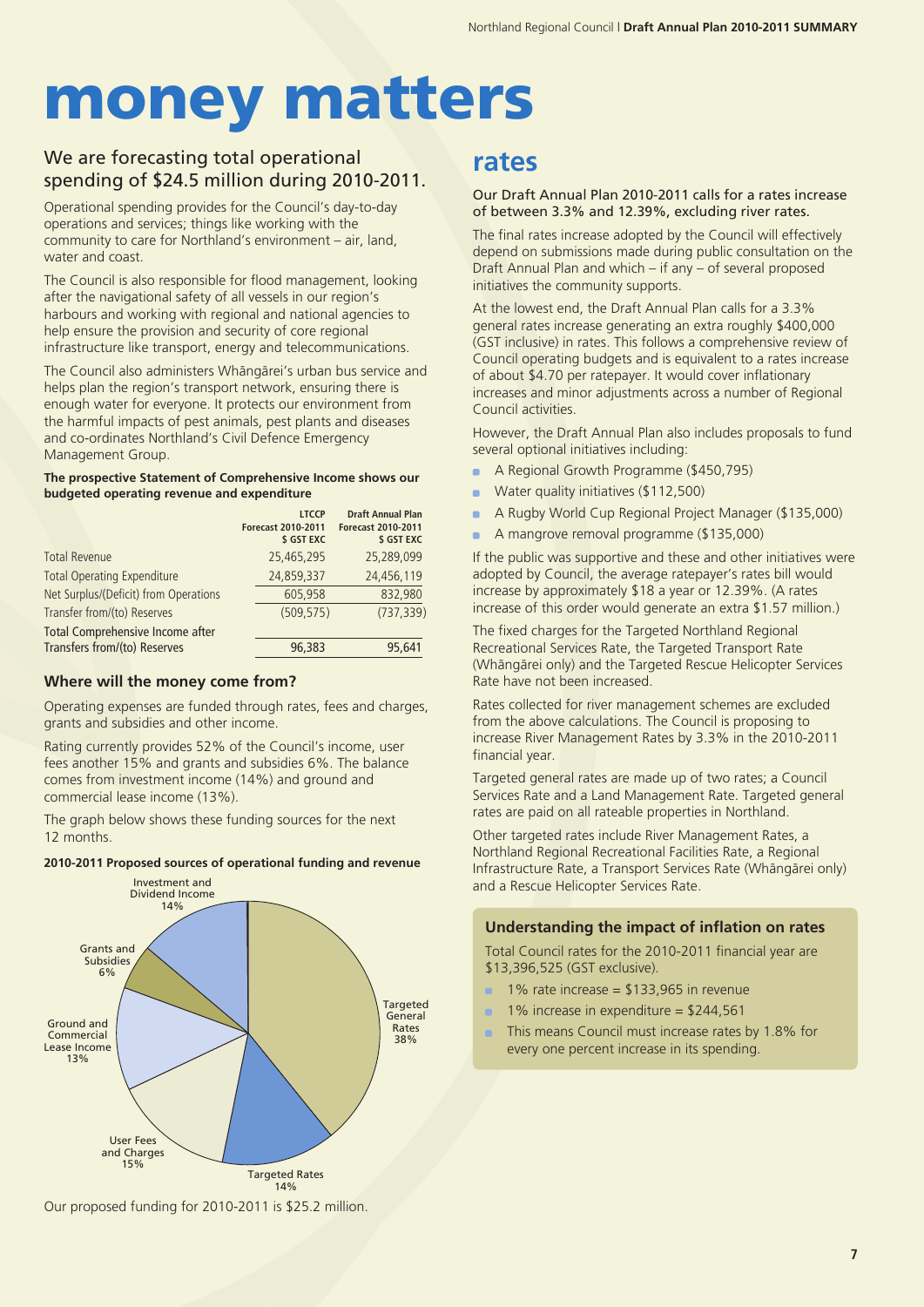# money matters

## We are forecasting total operational spending of $24.5 million during 2010-2011.

Operational spending provides for the Council's day-to-day operations and services; things like working with the community to care for Northland's environment – air, land, water and coast.

The Council is also responsible for flood management, looking after the navigational safety of all vessels in our region's harbours and working with regional and national agencies to help ensure the provision and security of core regional infrastructure like transport, energy and telecommunications.

The Council also administers Whāngārei's urban bus service and helps plan the region's transport network, ensuring there is enough water for everyone. It protects our environment from the harmful impacts of pest animals, pest plants and diseases and co-ordinates Northland's Civil Defence Emergency Management Group.

**The prospective Statement of Comprehensive Income shows our budgeted operating revenue and expenditure**

| | LTCCP Forecast 2010-2011 $ GST EXC | Draft Annual Plan Forecast 2010-2011 $ GST EXC |
|---|---|---|
| Total Revenue | 25,465,295 | 25,289,099 |
| Total Operating Expenditure | 24,859,337 | 24,456,119 |
| Net Surplus/(Deficit) from Operations | 605,958 | 832,980 |
| Transfer from/(to) Reserves | (509,575) | (737,339) |
| Total Comprehensive Income after Transfers from/(to) Reserves | 96,383 | 95,641 |

### Where will the money come from?

Operating expenses are funded through rates, fees and charges, grants and subsidies and other income.

Rating currently provides 52% of the Council's income, user fees another 15% and grants and subsidies 6%. The balance comes from investment income (14%) and ground and commercial lease income (13%).

The graph below shows these funding sources for the next 12 months.

**2010-2011 Proposed sources of operational funding and revenue**

Investment and Dividend Income 14%
Grants and Subsidies 6%
Ground and Commercial Lease Income 13%
User Fees and Charges 15%
Targeted Rates 14%
Targeted General Rates 38%

Our proposed funding for 2010-2011 is $25.2 million.

## rates

Our Draft Annual Plan 2010-2011 calls for a rates increase of between 3.3% and 12.39%, excluding river rates.

The final rates increase adopted by the Council will effectively depend on submissions made during public consultation on the Draft Annual Plan and which – if any – of several proposed initiatives the community supports.

At the lowest end, the Draft Annual Plan calls for a 3.3% general rates increase generating an extra roughly $400,000 (GST inclusive) in rates. This follows a comprehensive review of Council operating budgets and is equivalent to a rates increase of about $4.70 per ratepayer. It would cover inflationary increases and minor adjustments across a number of Regional Council activities.

However, the Draft Annual Plan also includes proposals to fund several optional initiatives including:

- A Regional Growth Programme ($450,795)
- Water quality initiatives ($112,500)
- A Rugby World Cup Regional Project Manager ($135,000)
- A mangrove removal programme ($135,000)

If the public was supportive and these and other initiatives were adopted by Council, the average ratepayer's rates bill would increase by approximately $18 a year or 12.39%. (A rates increase of this order would generate an extra $1.57 million.)

The fixed charges for the Targeted Northland Regional Recreational Services Rate, the Targeted Transport Rate (Whāngārei only) and the Targeted Rescue Helicopter Services Rate have not been increased.

Rates collected for river management schemes are excluded from the above calculations. The Council is proposing to increase River Management Rates by 3.3% in the 2010-2011 financial year.

Targeted general rates are made up of two rates; a Council Services Rate and a Land Management Rate. Targeted general rates are paid on all rateable properties in Northland.

Other targeted rates include River Management Rates, a Northland Regional Recreational Facilities Rate, a Regional Infrastructure Rate, a Transport Services Rate (Whāngārei only) and a Rescue Helicopter Services Rate.

### Understanding the impact of inflation on rates

Total Council rates for the 2010-2011 financial year are $13,396,525 (GST exclusive).

- 1% rate increase = $133,965 in revenue
- 1% increase in expenditure = $244,561
- This means Council must increase rates by 1.8% for every one percent increase in its spending.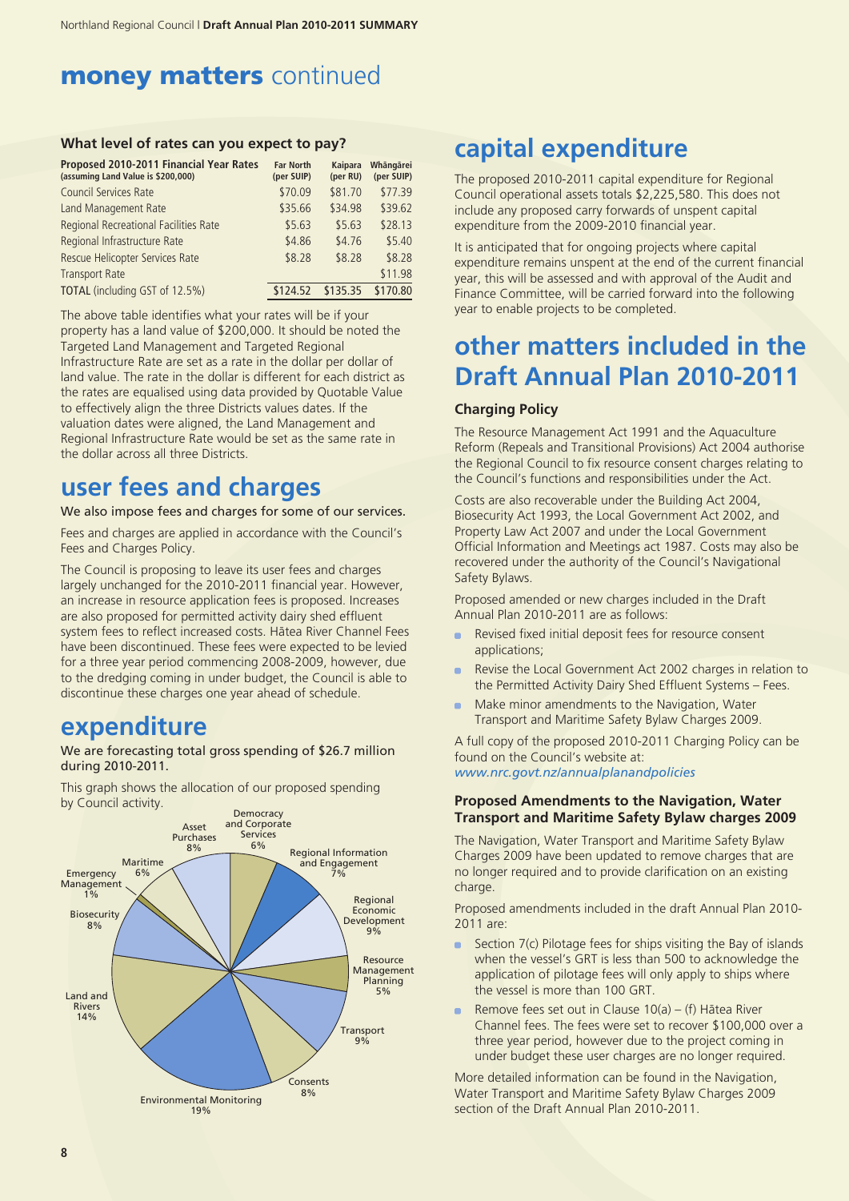# money matters continued

### What level of rates can you expect to pay?

| Proposed 2010-2011 Financial Year Rates (assuming Land Value is $200,000) | Far North (per SUIP) | Kaipara (per RU) | Whāngārei (per SUIP) |
|---|---|---|---|
| Council Services Rate | $70.09 | $81.70 | $77.39 |
| Land Management Rate | $35.66 | $34.98 | $39.62 |
| Regional Recreational Facilities Rate | $5.63 | $5.63 | $28.13 |
| Regional Infrastructure Rate | $4.86 | $4.76 | $5.40 |
| Rescue Helicopter Services Rate | $8.28 | $8.28 | $8.28 |
| Transport Rate | | | $11.98 |
| TOTAL (including GST of 12.5%) | $124.52 | $135.35 | $170.80 |

The above table identifies what your rates will be if your property has a land value of $200,000. It should be noted the Targeted Land Management and Targeted Regional Infrastructure Rate are set as a rate in the dollar per dollar of land value. The rate in the dollar is different for each district as the rates are equalised using data provided by Quotable Value to effectively align the three Districts values dates. If the valuation dates were aligned, the Land Management and Regional Infrastructure Rate would be set as the same rate in the dollar across all three Districts.

## user fees and charges

We also impose fees and charges for some of our services.

Fees and charges are applied in accordance with the Council's Fees and Charges Policy.

The Council is proposing to leave its user fees and charges largely unchanged for the 2010-2011 financial year. However, an increase in resource application fees is proposed. Increases are also proposed for permitted activity dairy shed effluent system fees to reflect increased costs. Hātea River Channel Fees have been discontinued. These fees were expected to be levied for a three year period commencing 2008-2009, however, due to the dredging coming in under budget, the Council is able to discontinue these charges one year ahead of schedule.

## expenditure

We are forecasting total gross spending of $26.7 million during 2010-2011.

This graph shows the allocation of our proposed spending by Council activity.

| Council activity | Share |
|---|---|
| Democracy and Corporate Services | 6% |
| Regional Information and Engagement | 7% |
| Regional Economic Development | 9% |
| Resource Management Planning | 5% |
| Transport | 9% |
| Consents | 8% |
| Environmental Monitoring | 19% |
| Land and Rivers | 14% |
| Biosecurity | 8% |
| Emergency Management | 1% |
| Maritime | 6% |
| Asset Purchases | 8% |

## capital expenditure

The proposed 2010-2011 capital expenditure for Regional Council operational assets totals $2,225,580. This does not include any proposed carry forwards of unspent capital expenditure from the 2009-2010 financial year.

It is anticipated that for ongoing projects where capital expenditure remains unspent at the end of the current financial year, this will be assessed and with approval of the Audit and Finance Committee, will be carried forward into the following year to enable projects to be completed.

## other matters included in the Draft Annual Plan 2010-2011

### Charging Policy

The Resource Management Act 1991 and the Aquaculture Reform (Repeals and Transitional Provisions) Act 2004 authorise the Regional Council to fix resource consent charges relating to the Council's functions and responsibilities under the Act.

Costs are also recoverable under the Building Act 2004, Biosecurity Act 1993, the Local Government Act 2002, and Property Law Act 2007 and under the Local Government Official Information and Meetings act 1987. Costs may also be recovered under the authority of the Council's Navigational Safety Bylaws.

Proposed amended or new charges included in the Draft Annual Plan 2010-2011 are as follows:

- Revised fixed initial deposit fees for resource consent applications;
- Revise the Local Government Act 2002 charges in relation to the Permitted Activity Dairy Shed Effluent Systems – Fees.
- Make minor amendments to the Navigation, Water Transport and Maritime Safety Bylaw Charges 2009.

A full copy of the proposed 2010-2011 Charging Policy can be found on the Council's website at:
*www.nrc.govt.nz/annualplanandpolicies*

### Proposed Amendments to the Navigation, Water Transport and Maritime Safety Bylaw charges 2009

The Navigation, Water Transport and Maritime Safety Bylaw Charges 2009 have been updated to remove charges that are no longer required and to provide clarification on an existing charge.

Proposed amendments included in the draft Annual Plan 2010-2011 are:

- Section 7(c) Pilotage fees for ships visiting the Bay of islands when the vessel's GRT is less than 500 to acknowledge the application of pilotage fees will only apply to ships where the vessel is more than 100 GRT.
- Remove fees set out in Clause 10(a) – (f) Hātea River Channel fees. The fees were set to recover $100,000 over a three year period, however due to the project coming in under budget these user charges are no longer required.

More detailed information can be found in the Navigation, Water Transport and Maritime Safety Bylaw Charges 2009 section of the Draft Annual Plan 2010-2011.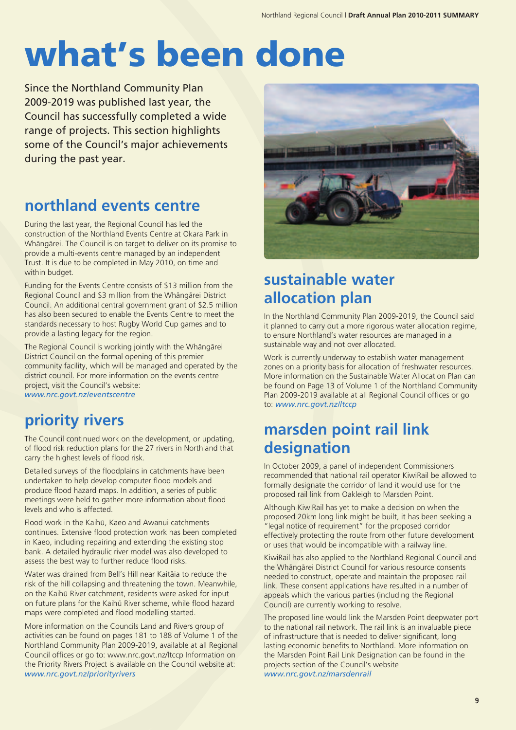# what's been done

Since the Northland Community Plan 2009-2019 was published last year, the Council has successfully completed a wide range of projects. This section highlights some of the Council's major achievements during the past year.

## northland events centre

During the last year, the Regional Council has led the construction of the Northland Events Centre at Okara Park in Whāngārei. The Council is on target to deliver on its promise to provide a multi-events centre managed by an independent Trust. It is due to be completed in May 2010, on time and within budget.

Funding for the Events Centre consists of $13 million from the Regional Council and $3 million from the Whāngārei District Council. An additional central government grant of $2.5 million has also been secured to enable the Events Centre to meet the standards necessary to host Rugby World Cup games and to provide a lasting legacy for the region.

The Regional Council is working jointly with the Whāngārei District Council on the formal opening of this premier community facility, which will be managed and operated by the district council. For more information on the events centre project, visit the Council's website: *www.nrc.govt.nz/eventscentre*

## priority rivers

The Council continued work on the development, or updating, of flood risk reduction plans for the 27 rivers in Northland that carry the highest levels of flood risk.

Detailed surveys of the floodplains in catchments have been undertaken to help develop computer flood models and produce flood hazard maps. In addition, a series of public meetings were held to gather more information about flood levels and who is affected.

Flood work in the Kaihū, Kaeo and Awanui catchments continues. Extensive flood protection work has been completed in Kaeo, including repairing and extending the existing stop bank. A detailed hydraulic river model was also developed to assess the best way to further reduce flood risks.

Water was drained from Bell's Hill near Kaitāia to reduce the risk of the hill collapsing and threatening the town. Meanwhile, on the Kaihū River catchment, residents were asked for input on future plans for the Kaihū River scheme, while flood hazard maps were completed and flood modelling started.

More information on the Councils Land and Rivers group of activities can be found on pages 181 to 188 of Volume 1 of the Northland Community Plan 2009-2019, available at all Regional Council offices or go to: www.nrc.govt.nz/ltccp Information on the Priority Rivers Project is available on the Council website at: *www.nrc.govt.nz/priorityrivers*

## sustainable water allocation plan

In the Northland Community Plan 2009-2019, the Council said it planned to carry out a more rigorous water allocation regime, to ensure Northland's water resources are managed in a sustainable way and not over allocated.

Work is currently underway to establish water management zones on a priority basis for allocation of freshwater resources. More information on the Sustainable Water Allocation Plan can be found on Page 13 of Volume 1 of the Northland Community Plan 2009-2019 available at all Regional Council offices or go to: *www.nrc.govt.nz/ltccp*

## marsden point rail link designation

In October 2009, a panel of independent Commissioners recommended that national rail operator KiwiRail be allowed to formally designate the corridor of land it would use for the proposed rail link from Oakleigh to Marsden Point.

Although KiwiRail has yet to make a decision on when the proposed 20km long link might be built, it has been seeking a "legal notice of requirement" for the proposed corridor effectively protecting the route from other future development or uses that would be incompatible with a railway line.

KiwiRail has also applied to the Northland Regional Council and the Whāngārei District Council for various resource consents needed to construct, operate and maintain the proposed rail link. These consent applications have resulted in a number of appeals which the various parties (including the Regional Council) are currently working to resolve.

The proposed line would link the Marsden Point deepwater port to the national rail network. The rail link is an invaluable piece of infrastructure that is needed to deliver significant, long lasting economic benefits to Northland. More information on the Marsden Point Rail Link Designation can be found in the projects section of the Council's website *www.nrc.govt.nz/marsdenrail*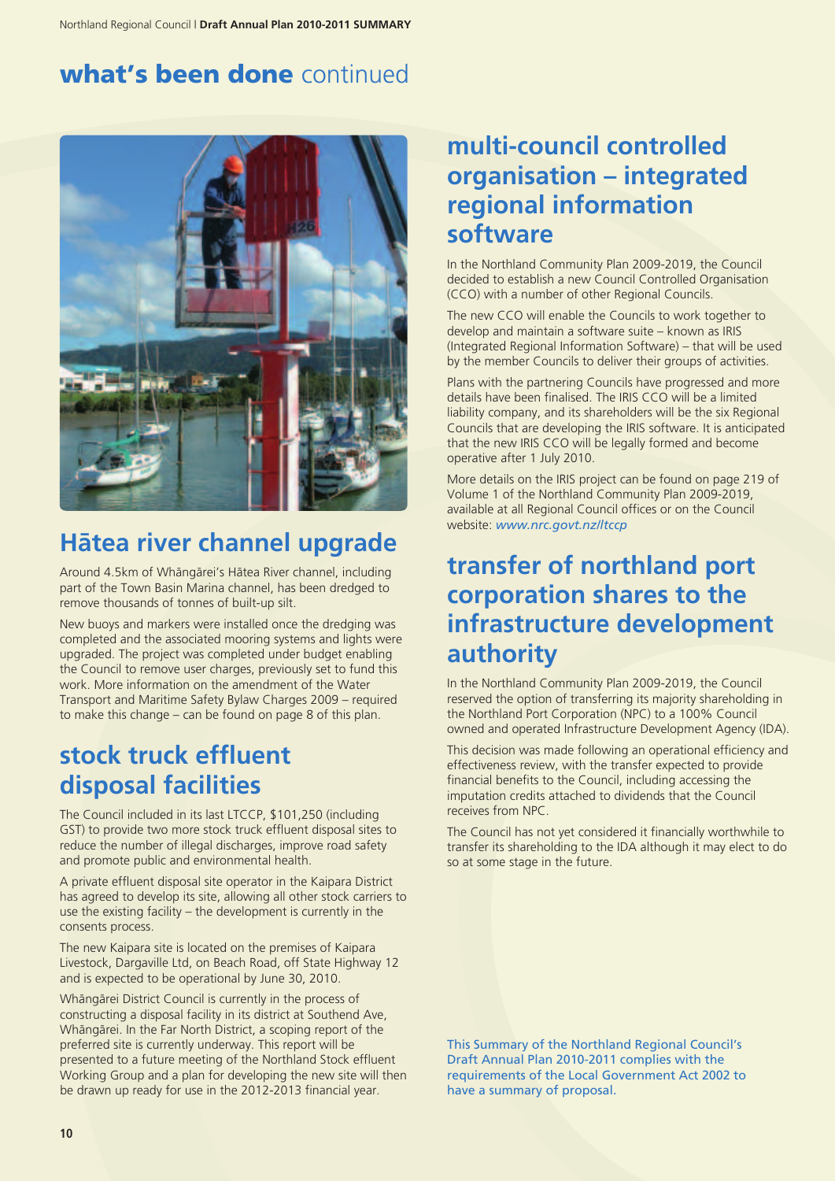# what's been done continued

## Hātea river channel upgrade

Around 4.5km of Whāngārei's Hātea River channel, including part of the Town Basin Marina channel, has been dredged to remove thousands of tonnes of built-up silt.

New buoys and markers were installed once the dredging was completed and the associated mooring systems and lights were upgraded. The project was completed under budget enabling the Council to remove user charges, previously set to fund this work. More information on the amendment of the Water Transport and Maritime Safety Bylaw Charges 2009 – required to make this change – can be found on page 8 of this plan.

## stock truck effluent disposal facilities

The Council included in its last LTCCP, $101,250 (including GST) to provide two more stock truck effluent disposal sites to reduce the number of illegal discharges, improve road safety and promote public and environmental health.

A private effluent disposal site operator in the Kaipara District has agreed to develop its site, allowing all other stock carriers to use the existing facility – the development is currently in the consents process.

The new Kaipara site is located on the premises of Kaipara Livestock, Dargaville Ltd, on Beach Road, off State Highway 12 and is expected to be operational by June 30, 2010.

Whāngārei District Council is currently in the process of constructing a disposal facility in its district at Southend Ave, Whāngārei. In the Far North District, a scoping report of the preferred site is currently underway. This report will be presented to a future meeting of the Northland Stock effluent Working Group and a plan for developing the new site will then be drawn up ready for use in the 2012-2013 financial year.

## multi-council controlled organisation – integrated regional information software

In the Northland Community Plan 2009-2019, the Council decided to establish a new Council Controlled Organisation (CCO) with a number of other Regional Councils.

The new CCO will enable the Councils to work together to develop and maintain a software suite – known as IRIS (Integrated Regional Information Software) – that will be used by the member Councils to deliver their groups of activities.

Plans with the partnering Councils have progressed and more details have been finalised. The IRIS CCO will be a limited liability company, and its shareholders will be the six Regional Councils that are developing the IRIS software. It is anticipated that the new IRIS CCO will be legally formed and become operative after 1 July 2010.

More details on the IRIS project can be found on page 219 of Volume 1 of the Northland Community Plan 2009-2019, available at all Regional Council offices or on the Council website: *www.nrc.govt.nz/ltccp*

## transfer of northland port corporation shares to the infrastructure development authority

In the Northland Community Plan 2009-2019, the Council reserved the option of transferring its majority shareholding in the Northland Port Corporation (NPC) to a 100% Council owned and operated Infrastructure Development Agency (IDA).

This decision was made following an operational efficiency and effectiveness review, with the transfer expected to provide financial benefits to the Council, including accessing the imputation credits attached to dividends that the Council receives from NPC.

The Council has not yet considered it financially worthwhile to transfer its shareholding to the IDA although it may elect to do so at some stage in the future.

This Summary of the Northland Regional Council's Draft Annual Plan 2010-2011 complies with the requirements of the Local Government Act 2002 to have a summary of proposal.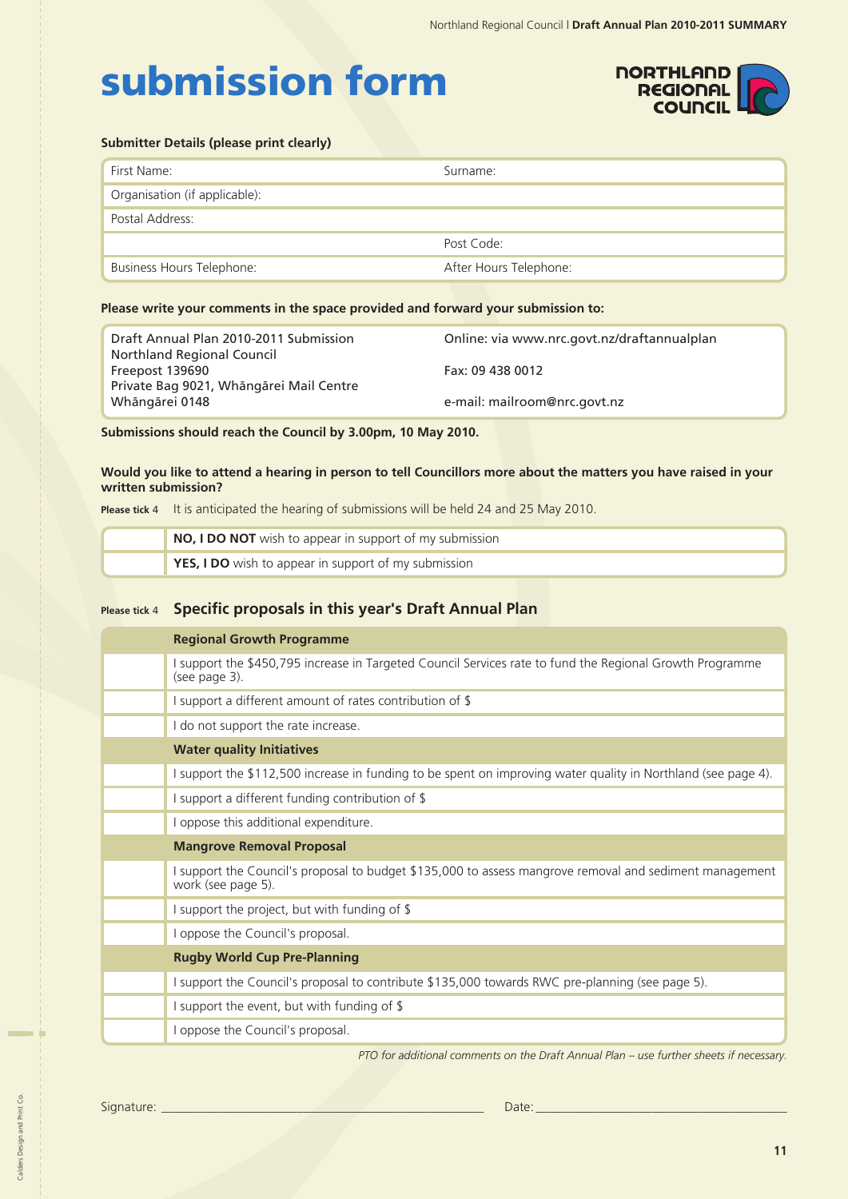# submission form

**Submitter Details (please print clearly)**

| | |
|---|---|
| First Name: | Surname: |
| Organisation (if applicable): | |
| Postal Address: | |
| | Post Code: |
| Business Hours Telephone: | After Hours Telephone: |

**Please write your comments in the space provided and forward your submission to:**

| | |
|---|---|
| Draft Annual Plan 2010-2011 Submission<br>Northland Regional Council<br>Freepost 139690<br>Private Bag 9021, Whāngārei Mail Centre<br>Whāngārei 0148 | Online: via www.nrc.govt.nz/draftannualplan<br><br>Fax: 09 438 0012<br><br>e-mail: mailroom@nrc.govt.nz |

**Submissions should reach the Council by 3.00pm, 10 May 2010.**

**Would you like to attend a hearing in person to tell Councillors more about the matters you have raised in your written submission?**

**Please tick ✓** It is anticipated the hearing of submissions will be held 24 and 25 May 2010.

| | |
|---|---|
| | **NO, I DO NOT** wish to appear in support of my submission |
| | **YES, I DO** wish to appear in support of my submission |

**Please tick ✓** **Specific proposals in this year's Draft Annual Plan**

| | |
|---|---|
| | **Regional Growth Programme** |
| | I support the $450,795 increase in Targeted Council Services rate to fund the Regional Growth Programme (see page 3). |
| | I support a different amount of rates contribution of $ |
| | I do not support the rate increase. |
| | **Water quality Initiatives** |
| | I support the $112,500 increase in funding to be spent on improving water quality in Northland (see page 4). |
| | I support a different funding contribution of $ |
| | I oppose this additional expenditure. |
| | **Mangrove Removal Proposal** |
| | I support the Council's proposal to budget $135,000 to assess mangrove removal and sediment management work (see page 5). |
| | I support the project, but with funding of $ |
| | I oppose the Council's proposal. |
| | **Rugby World Cup Pre-Planning** |
| | I support the Council's proposal to contribute $135,000 towards RWC pre-planning (see page 5). |
| | I support the event, but with funding of $ |
| | I oppose the Council's proposal. |

*PTO for additional comments on the Draft Annual Plan – use further sheets if necessary.*

Signature: ______________________________ Date: ______________________________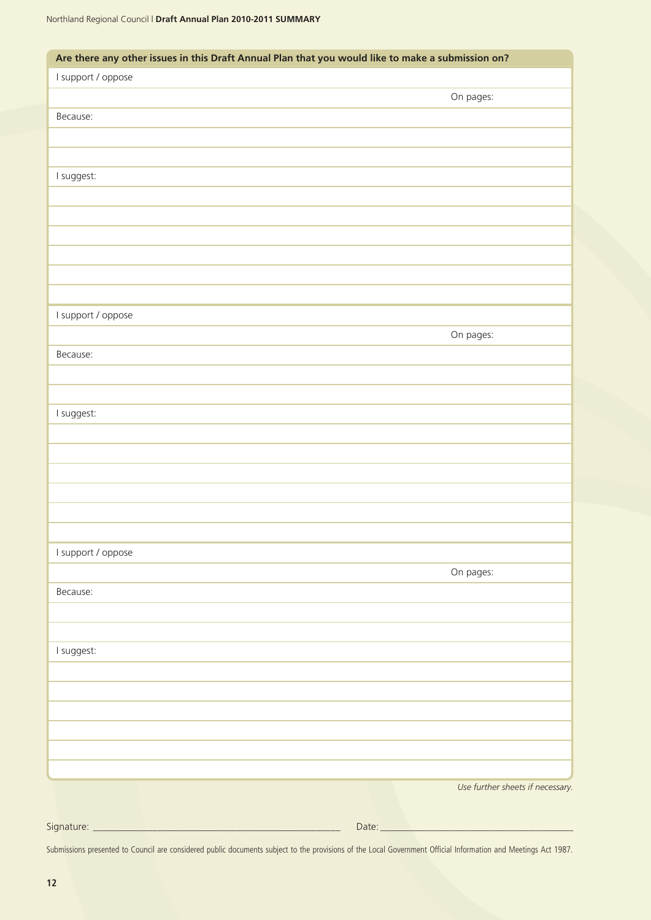**Are there any other issues in this Draft Annual Plan that you would like to make a submission on?**

I support / oppose

On pages:

Because:

I suggest:

I support / oppose

On pages:

Because:

I suggest:

I support / oppose

On pages:

Because:

I suggest:

*Use further sheets if necessary.*

Signature: _______________________ Date: _______________________

Submissions presented to Council are considered public documents subject to the provisions of the Local Government Official Information and Meetings Act 1987.